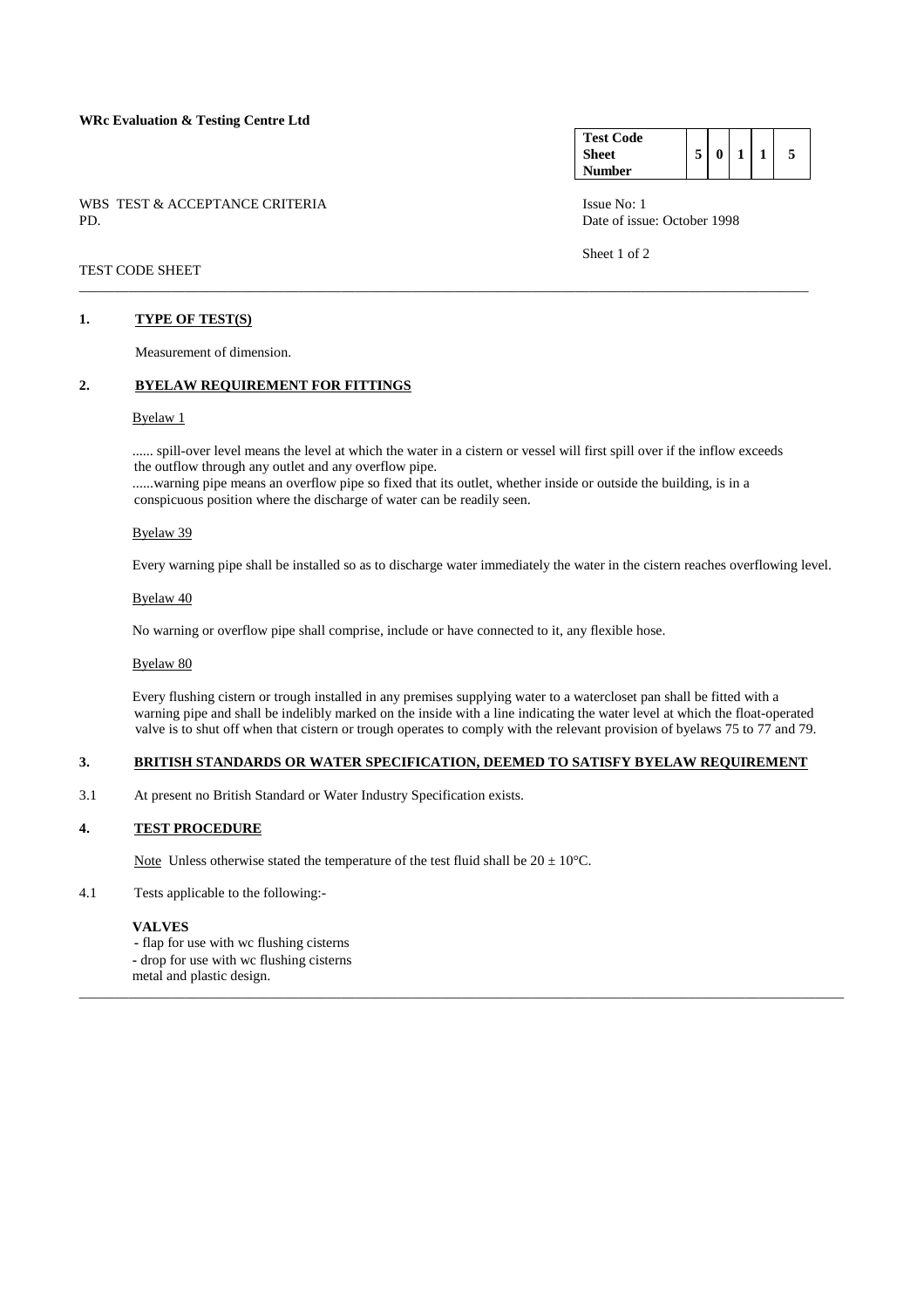**WRc Evaluation & Testing Centre Ltd**

| **Test Code Sheet Number** | 5 | 0 | 1 | 1 | 5 |
|---|---|---|---|---|---|

WBS TEST & ACCEPTANCE CRITERIA
PD.

Issue No: 1
Date of issue: October 1998

Sheet 1 of 2

TEST CODE SHEET

## 1. TYPE OF TEST(S)

Measurement of dimension.

## 2. BYELAW REQUIREMENT FOR FITTINGS

Byelaw 1

...... spill-over level means the level at which the water in a cistern or vessel will first spill over if the inflow exceeds the outflow through any outlet and any overflow pipe.
......warning pipe means an overflow pipe so fixed that its outlet, whether inside or outside the building, is in a conspicuous position where the discharge of water can be readily seen.

Byelaw 39

Every warning pipe shall be installed so as to discharge water immediately the water in the cistern reaches overflowing level.

Byelaw 40

No warning or overflow pipe shall comprise, include or have connected to it, any flexible hose.

Byelaw 80

Every flushing cistern or trough installed in any premises supplying water to a watercloset pan shall be fitted with a warning pipe and shall be indelibly marked on the inside with a line indicating the water level at which the float-operated valve is to shut off when that cistern or trough operates to comply with the relevant provision of byelaws 75 to 77 and 79.

## 3. BRITISH STANDARDS OR WATER SPECIFICATION, DEEMED TO SATISFY BYELAW REQUIREMENT

3.1 At present no British Standard or Water Industry Specification exists.

## 4. TEST PROCEDURE

Note Unless otherwise stated the temperature of the test fluid shall be $20 \pm 10°C$.

4.1 Tests applicable to the following:-

**VALVES**
- flap for use with wc flushing cisterns
- drop for use with wc flushing cisterns

metal and plastic design.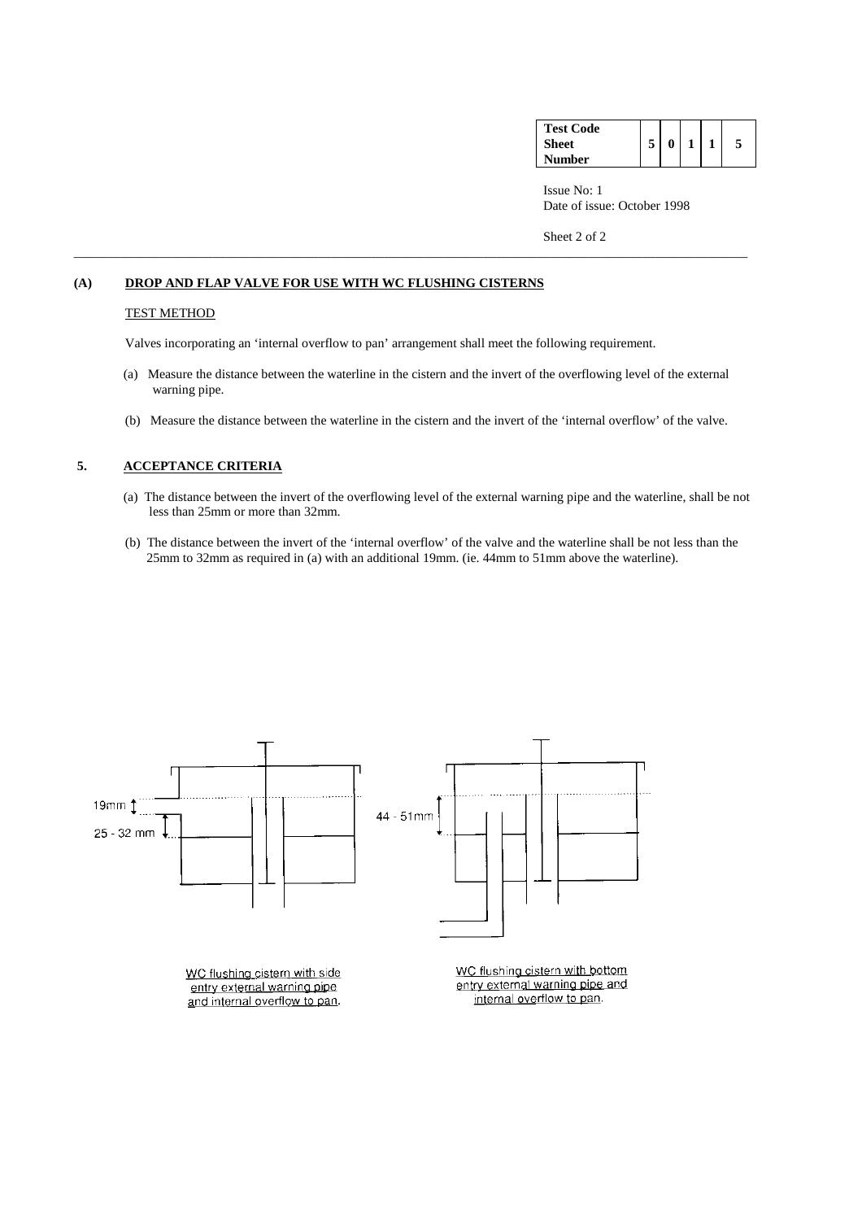| Test Code Sheet Number | 5 | 0 | 1 | 1 | 5 |
|---|---|---|---|---|---|

Issue No: 1
Date of issue: October 1998

**(A) DROP AND FLAP VALVE FOR USE WITH WC FLUSHING CISTERNS**

TEST METHOD

Valves incorporating an 'internal overflow to pan' arrangement shall meet the following requirement.

(a) Measure the distance between the waterline in the cistern and the invert of the overflowing level of the external warning pipe.

(b) Measure the distance between the waterline in the cistern and the invert of the 'internal overflow' of the valve.

**5. ACCEPTANCE CRITERIA**

(a) The distance between the invert of the overflowing level of the external warning pipe and the waterline, shall be not less than 25mm or more than 32mm.

(b) The distance between the invert of the 'internal overflow' of the valve and the waterline shall be not less than the 25mm to 32mm as required in (a) with an additional 19mm. (ie. 44mm to 51mm above the waterline).

19mm

25 - 32 mm

WC flushing cistern with side entry external warning pipe and internal overflow to pan.

44 - 51mm

WC flushing cistern with bottom entry external warning pipe and internal overflow to pan.